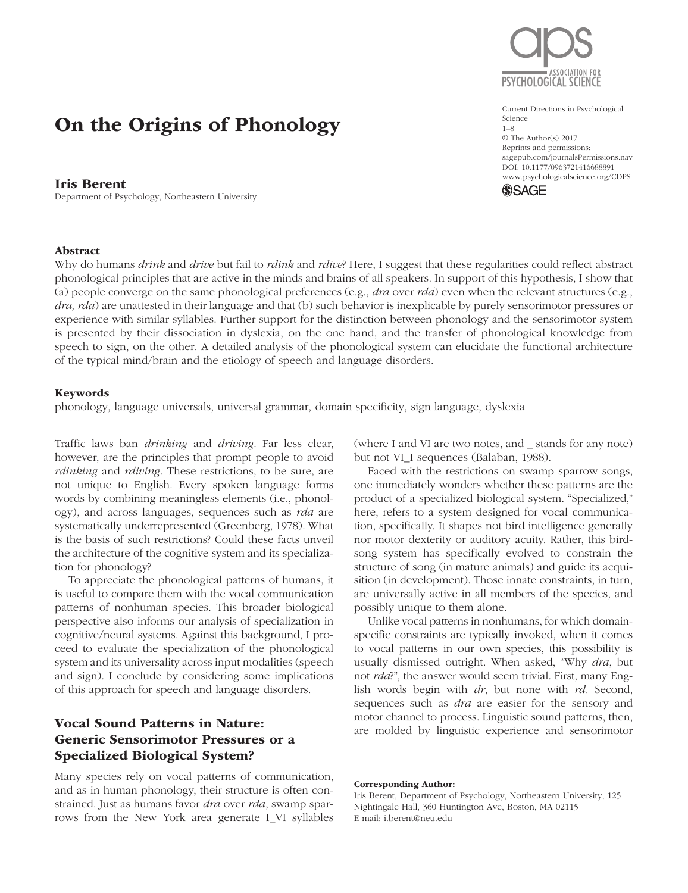# On the Origins of Phonology

**Iris Berent**

Department of Psychology, Northeastern University

Current Directions in Psychological Science
1–8
© The Author(s) 2017
Reprints and permissions: sagepub.com/journalsPermissions.nav
DOI: 10.1177/0963721416688891
www.psychologicalscience.org/CDPS

## Abstract

Why do humans *drink* and *drive* but fail to *rdink* and *rdive*? Here, I suggest that these regularities could reflect abstract phonological principles that are active in the minds and brains of all speakers. In support of this hypothesis, I show that (a) people converge on the same phonological preferences (e.g., *dra* over *rda*) even when the relevant structures (e.g., *dra, rda*) are unattested in their language and that (b) such behavior is inexplicable by purely sensorimotor pressures or experience with similar syllables. Further support for the distinction between phonology and the sensorimotor system is presented by their dissociation in dyslexia, on the one hand, and the transfer of phonological knowledge from speech to sign, on the other. A detailed analysis of the phonological system can elucidate the functional architecture of the typical mind/brain and the etiology of speech and language disorders.

## Keywords

phonology, language universals, universal grammar, domain specificity, sign language, dyslexia

Traffic laws ban *drinking* and *driving*. Far less clear, however, are the principles that prompt people to avoid *rdinking* and *rdiving*. These restrictions, to be sure, are not unique to English. Every spoken language forms words by combining meaningless elements (i.e., phonology), and across languages, sequences such as *rda* are systematically underrepresented (Greenberg, 1978). What is the basis of such restrictions? Could these facts unveil the architecture of the cognitive system and its specialization for phonology?

To appreciate the phonological patterns of humans, it is useful to compare them with the vocal communication patterns of nonhuman species. This broader biological perspective also informs our analysis of specialization in cognitive/neural systems. Against this background, I proceed to evaluate the specialization of the phonological system and its universality across input modalities (speech and sign). I conclude by considering some implications of this approach for speech and language disorders.

## Vocal Sound Patterns in Nature: Generic Sensorimotor Pressures or a Specialized Biological System?

Many species rely on vocal patterns of communication, and as in human phonology, their structure is often constrained. Just as humans favor *dra* over *rda*, swamp sparrows from the New York area generate I_VI syllables (where I and VI are two notes, and _ stands for any note) but not VI_I sequences (Balaban, 1988).

Faced with the restrictions on swamp sparrow songs, one immediately wonders whether these patterns are the product of a specialized biological system. "Specialized," here, refers to a system designed for vocal communication, specifically. It shapes not bird intelligence generally nor motor dexterity or auditory acuity. Rather, this birdsong system has specifically evolved to constrain the structure of song (in mature animals) and guide its acquisition (in development). Those innate constraints, in turn, are universally active in all members of the species, and possibly unique to them alone.

Unlike vocal patterns in nonhumans, for which domain-specific constraints are typically invoked, when it comes to vocal patterns in our own species, this possibility is usually dismissed outright. When asked, "Why *dra*, but not *rda*?", the answer would seem trivial. First, many English words begin with *dr*, but none with *rd*. Second, sequences such as *dra* are easier for the sensory and motor channel to process. Linguistic sound patterns, then, are molded by linguistic experience and sensorimotor

**Corresponding Author:**
Iris Berent, Department of Psychology, Northeastern University, 125 Nightingale Hall, 360 Huntington Ave, Boston, MA 02115
E-mail: i.berent@neu.edu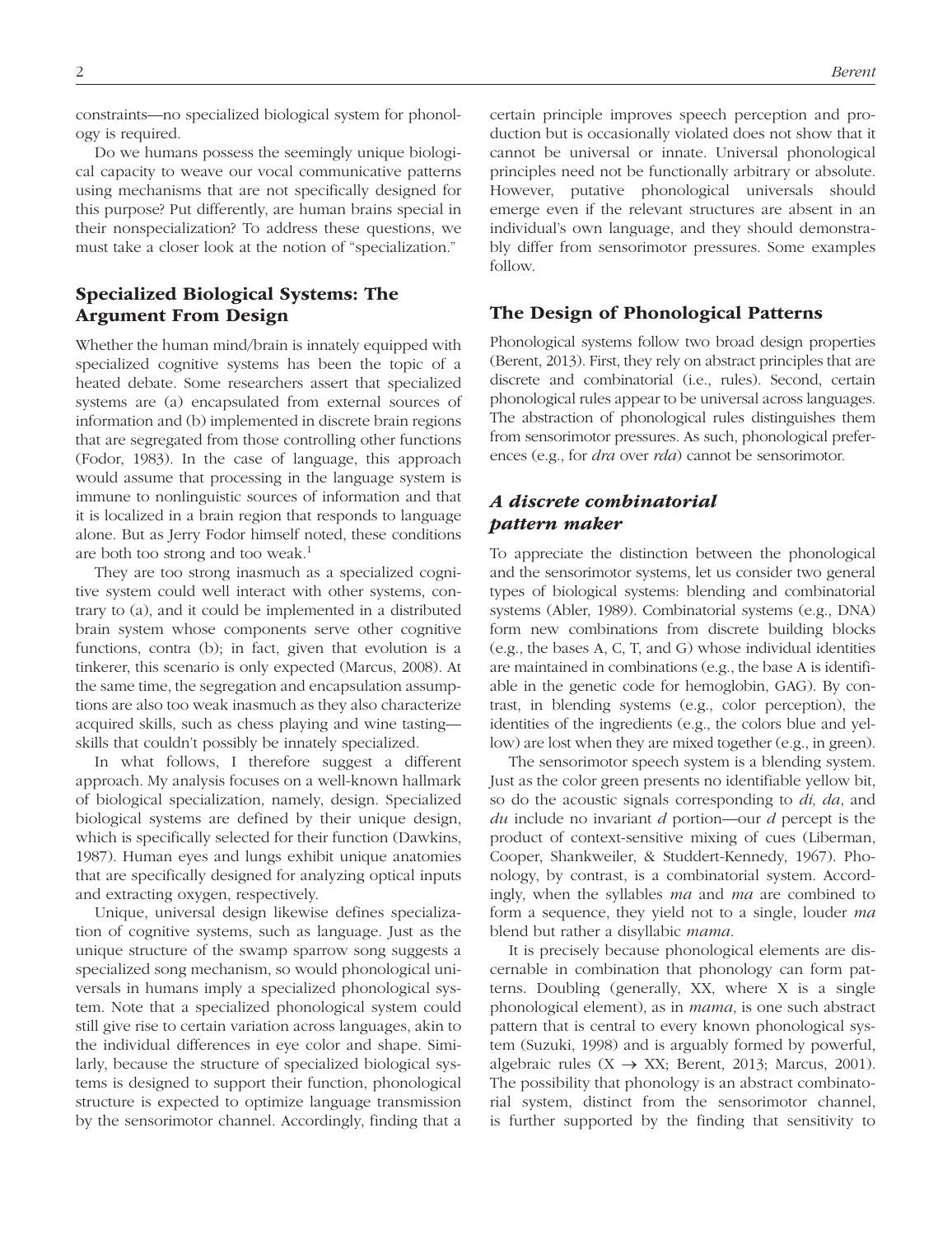constraints—no specialized biological system for phonology is required.

Do we humans possess the seemingly unique biological capacity to weave our vocal communicative patterns using mechanisms that are not specifically designed for this purpose? Put differently, are human brains special in their nonspecialization? To address these questions, we must take a closer look at the notion of "specialization."

## Specialized Biological Systems: The Argument From Design

Whether the human mind/brain is innately equipped with specialized cognitive systems has been the topic of a heated debate. Some researchers assert that specialized systems are (a) encapsulated from external sources of information and (b) implemented in discrete brain regions that are segregated from those controlling other functions (Fodor, 1983). In the case of language, this approach would assume that processing in the language system is immune to nonlinguistic sources of information and that it is localized in a brain region that responds to language alone. But as Jerry Fodor himself noted, these conditions are both too strong and too weak.[1]

They are too strong inasmuch as a specialized cognitive system could well interact with other systems, contrary to (a), and it could be implemented in a distributed brain system whose components serve other cognitive functions, contra (b); in fact, given that evolution is a tinkerer, this scenario is only expected (Marcus, 2008). At the same time, the segregation and encapsulation assumptions are also too weak inasmuch as they also characterize acquired skills, such as chess playing and wine tasting—skills that couldn't possibly be innately specialized.

In what follows, I therefore suggest a different approach. My analysis focuses on a well-known hallmark of biological specialization, namely, design. Specialized biological systems are defined by their unique design, which is specifically selected for their function (Dawkins, 1987). Human eyes and lungs exhibit unique anatomies that are specifically designed for analyzing optical inputs and extracting oxygen, respectively.

Unique, universal design likewise defines specialization of cognitive systems, such as language. Just as the unique structure of the swamp sparrow song suggests a specialized song mechanism, so would phonological universals in humans imply a specialized phonological system. Note that a specialized phonological system could still give rise to certain variation across languages, akin to the individual differences in eye color and shape. Similarly, because the structure of specialized biological systems is designed to support their function, phonological structure is expected to optimize language transmission by the sensorimotor channel. Accordingly, finding that a certain principle improves speech perception and production but is occasionally violated does not show that it cannot be universal or innate. Universal phonological principles need not be functionally arbitrary or absolute. However, putative phonological universals should emerge even if the relevant structures are absent in an individual's own language, and they should demonstrably differ from sensorimotor pressures. Some examples follow.

## The Design of Phonological Patterns

Phonological systems follow two broad design properties (Berent, 2013). First, they rely on abstract principles that are discrete and combinatorial (i.e., rules). Second, certain phonological rules appear to be universal across languages. The abstraction of phonological rules distinguishes them from sensorimotor pressures. As such, phonological preferences (e.g., for *dra* over *rda*) cannot be sensorimotor.

### *A discrete combinatorial pattern maker*

To appreciate the distinction between the phonological and the sensorimotor systems, let us consider two general types of biological systems: blending and combinatorial systems (Abler, 1989). Combinatorial systems (e.g., DNA) form new combinations from discrete building blocks (e.g., the bases A, C, T, and G) whose individual identities are maintained in combinations (e.g., the base A is identifiable in the genetic code for hemoglobin, GAG). By contrast, in blending systems (e.g., color perception), the identities of the ingredients (e.g., the colors blue and yellow) are lost when they are mixed together (e.g., in green).

The sensorimotor speech system is a blending system. Just as the color green presents no identifiable yellow bit, so do the acoustic signals corresponding to *di, da*, and *du* include no invariant *d* portion—our *d* percept is the product of context-sensitive mixing of cues (Liberman, Cooper, Shankweiler, & Studdert-Kennedy, 1967). Phonology, by contrast, is a combinatorial system. Accordingly, when the syllables *ma* and *ma* are combined to form a sequence, they yield not to a single, louder *ma* blend but rather a disyllabic *mama*.

It is precisely because phonological elements are discernable in combination that phonology can form patterns. Doubling (generally, XX, where X is a single phonological element), as in *mama*, is one such abstract pattern that is central to every known phonological system (Suzuki, 1998) and is arguably formed by powerful, algebraic rules ($X \rightarrow XX$; Berent, 2013; Marcus, 2001). The possibility that phonology is an abstract combinatorial system, distinct from the sensorimotor channel, is further supported by the finding that sensitivity to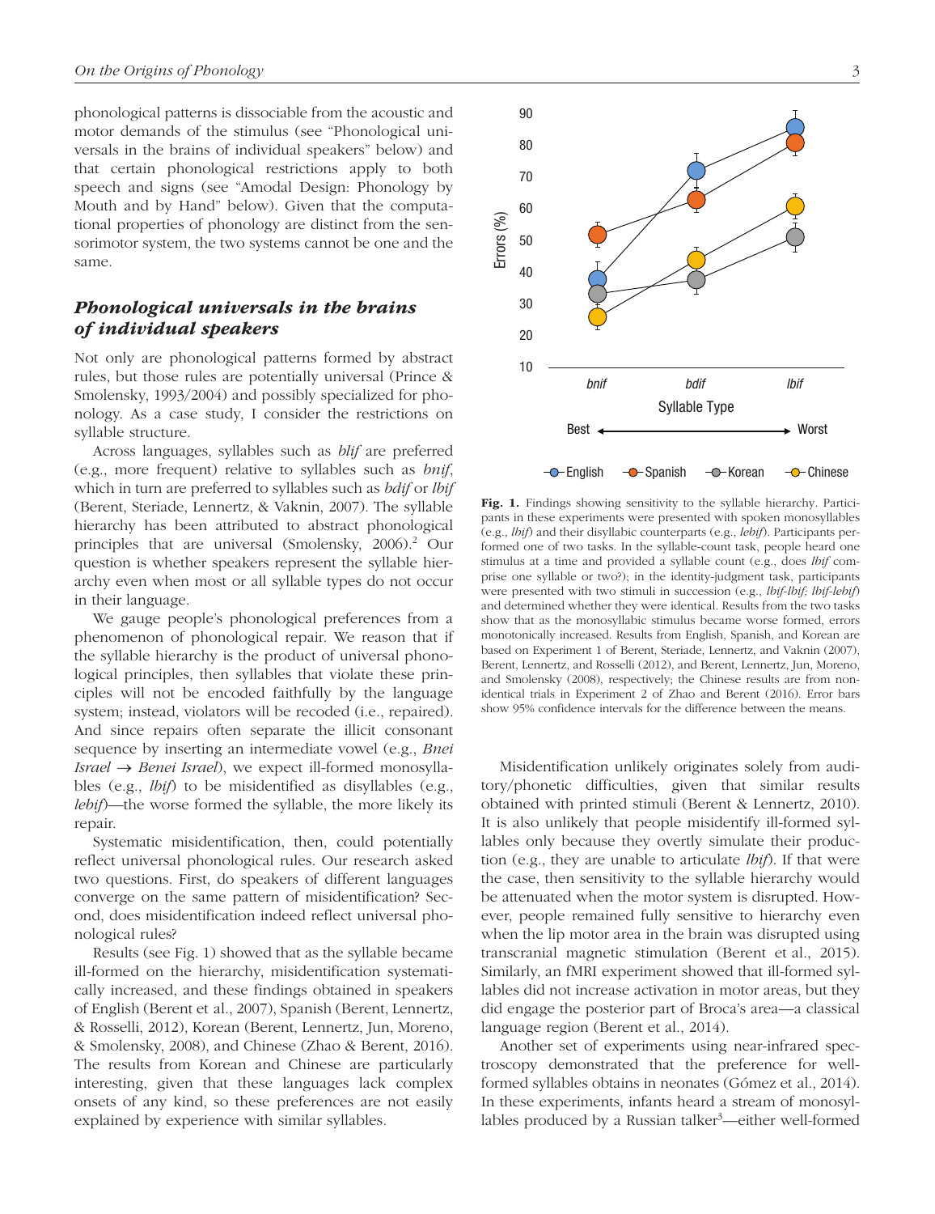phonological patterns is dissociable from the acoustic and motor demands of the stimulus (see "Phonological universals in the brains of individual speakers" below) and that certain phonological restrictions apply to both speech and signs (see "Amodal Design: Phonology by Mouth and by Hand" below). Given that the computational properties of phonology are distinct from the sensorimotor system, the two systems cannot be one and the same.

## *Phonological universals in the brains of individual speakers*

Not only are phonological patterns formed by abstract rules, but those rules are potentially universal (Prince & Smolensky, 1993/2004) and possibly specialized for phonology. As a case study, I consider the restrictions on syllable structure.

Across languages, syllables such as *blif* are preferred (e.g., more frequent) relative to syllables such as *bnif*, which in turn are preferred to syllables such as *bdif* or *lbif* (Berent, Steriade, Lennertz, & Vaknin, 2007). The syllable hierarchy has been attributed to abstract phonological principles that are universal (Smolensky, 2006).[2] Our question is whether speakers represent the syllable hierarchy even when most or all syllable types do not occur in their language.

We gauge people's phonological preferences from a phenomenon of phonological repair. We reason that if the syllable hierarchy is the product of universal phonological principles, then syllables that violate these principles will not be encoded faithfully by the language system; instead, violators will be recoded (i.e., repaired). And since repairs often separate the illicit consonant sequence by inserting an intermediate vowel (e.g., *Bnei Israel* → *Benei Israel*), we expect ill-formed monosyllables (e.g., *lbif*) to be misidentified as disyllables (e.g., *lebif*)—the worse formed the syllable, the more likely its repair.

Systematic misidentification, then, could potentially reflect universal phonological rules. Our research asked two questions. First, do speakers of different languages converge on the same pattern of misidentification? Second, does misidentification indeed reflect universal phonological rules?

Results (see Fig. 1) showed that as the syllable became ill-formed on the hierarchy, misidentification systematically increased, and these findings obtained in speakers of English (Berent et al., 2007), Spanish (Berent, Lennertz, & Rosselli, 2012), Korean (Berent, Lennertz, Jun, Moreno, & Smolensky, 2008), and Chinese (Zhao & Berent, 2016). The results from Korean and Chinese are particularly interesting, given that these languages lack complex onsets of any kind, so these preferences are not easily explained by experience with similar syllables.

**Fig. 1.** Findings showing sensitivity to the syllable hierarchy. Participants in these experiments were presented with spoken monosyllables (e.g., *lbif*) and their disyllabic counterparts (e.g., *lebif*). Participants performed one of two tasks. In the syllable-count task, people heard one stimulus at a time and provided a syllable count (e.g., does *lbif* comprise one syllable or two?); in the identity-judgment task, participants were presented with two stimuli in succession (e.g., *lbif-lbif; lbif-lebif*) and determined whether they were identical. Results from the two tasks show that as the monosyllabic stimulus became worse formed, errors monotonically increased. Results from English, Spanish, and Korean are based on Experiment 1 of Berent, Steriade, Lennertz, and Vaknin (2007), Berent, Lennertz, and Rosselli (2012), and Berent, Lennertz, Jun, Moreno, and Smolensky (2008), respectively; the Chinese results are from nonidentical trials in Experiment 2 of Zhao and Berent (2016). Error bars show 95% confidence intervals for the difference between the means.

Misidentification unlikely originates solely from auditory/phonetic difficulties, given that similar results obtained with printed stimuli (Berent & Lennertz, 2010). It is also unlikely that people misidentify ill-formed syllables only because they overtly simulate their production (e.g., they are unable to articulate *lbif*). If that were the case, then sensitivity to the syllable hierarchy would be attenuated when the motor system is disrupted. However, people remained fully sensitive to hierarchy even when the lip motor area in the brain was disrupted using transcranial magnetic stimulation (Berent et al., 2015). Similarly, an fMRI experiment showed that ill-formed syllables did not increase activation in motor areas, but they did engage the posterior part of Broca's area—a classical language region (Berent et al., 2014).

Another set of experiments using near-infrared spectroscopy demonstrated that the preference for well-formed syllables obtains in neonates (Gómez et al., 2014). In these experiments, infants heard a stream of monosyllables produced by a Russian talker[3]—either well-formed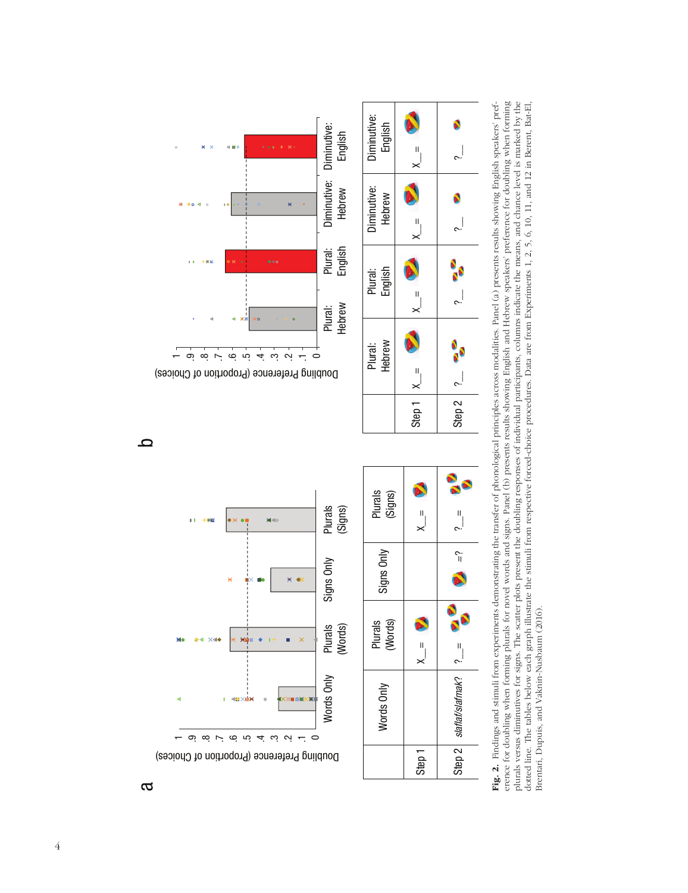**Fig. 2.** Findings and stimuli from experiments demonstrating the transfer of phonological principles across modalities. Panel (a) presents results showing English speakers' preference for doubling when forming plurals for novel words and signs. Panel (b) presents results showing English and Hebrew speakers' preference for doubling when forming plurals versus diminutives for signs. The scatter plots present the doubling responses of individual participants, columns indicate the means, and chance level is marked by the dotted line. The tables below each graph illustrate the stimuli from respective forced-choice procedures. Data are from Experiments 1, 2, 5, 6, 10, 11, and 12 in Berent, Bat-El, Brentari, Dupuis, and Vaknin-Nusbaum (2016).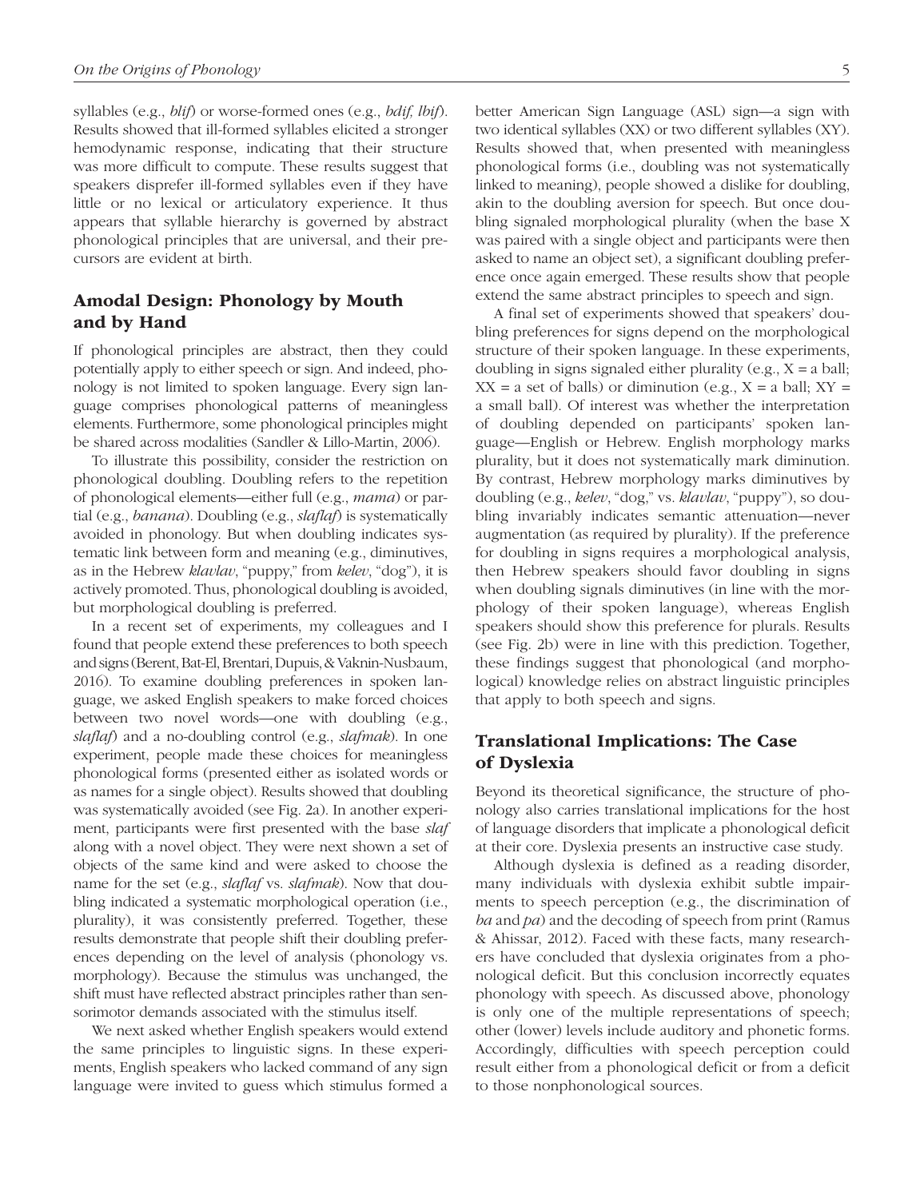syllables (e.g., *blif*) or worse-formed ones (e.g., *bdif, lbif*). Results showed that ill-formed syllables elicited a stronger hemodynamic response, indicating that their structure was more difficult to compute. These results suggest that speakers disprefer ill-formed syllables even if they have little or no lexical or articulatory experience. It thus appears that syllable hierarchy is governed by abstract phonological principles that are universal, and their precursors are evident at birth.

## Amodal Design: Phonology by Mouth and by Hand

If phonological principles are abstract, then they could potentially apply to either speech or sign. And indeed, phonology is not limited to spoken language. Every sign language comprises phonological patterns of meaningless elements. Furthermore, some phonological principles might be shared across modalities (Sandler & Lillo-Martin, 2006).

To illustrate this possibility, consider the restriction on phonological doubling. Doubling refers to the repetition of phonological elements—either full (e.g., *mama*) or partial (e.g., *banana*). Doubling (e.g., *slaflaf*) is systematically avoided in phonology. But when doubling indicates systematic link between form and meaning (e.g., diminutives, as in the Hebrew *klavlav*, "puppy," from *kelev*, "dog"), it is actively promoted. Thus, phonological doubling is avoided, but morphological doubling is preferred.

In a recent set of experiments, my colleagues and I found that people extend these preferences to both speech and signs (Berent, Bat-El, Brentari, Dupuis, & Vaknin-Nusbaum, 2016). To examine doubling preferences in spoken language, we asked English speakers to make forced choices between two novel words—one with doubling (e.g., *slaflaf*) and a no-doubling control (e.g., *slafmak*). In one experiment, people made these choices for meaningless phonological forms (presented either as isolated words or as names for a single object). Results showed that doubling was systematically avoided (see Fig. 2a). In another experiment, participants were first presented with the base *slaf* along with a novel object. They were next shown a set of objects of the same kind and were asked to choose the name for the set (e.g., *slaflaf* vs. *slafmak*). Now that doubling indicated a systematic morphological operation (i.e., plurality), it was consistently preferred. Together, these results demonstrate that people shift their doubling preferences depending on the level of analysis (phonology vs. morphology). Because the stimulus was unchanged, the shift must have reflected abstract principles rather than sensorimotor demands associated with the stimulus itself.

We next asked whether English speakers would extend the same principles to linguistic signs. In these experiments, English speakers who lacked command of any sign language were invited to guess which stimulus formed a better American Sign Language (ASL) sign—a sign with two identical syllables (XX) or two different syllables (XY). Results showed that, when presented with meaningless phonological forms (i.e., doubling was not systematically linked to meaning), people showed a dislike for doubling, akin to the doubling aversion for speech. But once doubling signaled morphological plurality (when the base X was paired with a single object and participants were then asked to name an object set), a significant doubling preference once again emerged. These results show that people extend the same abstract principles to speech and sign.

A final set of experiments showed that speakers' doubling preferences for signs depend on the morphological structure of their spoken language. In these experiments, doubling in signs signaled either plurality (e.g., X = a ball; XX = a set of balls) or diminution (e.g., X = a ball; XY = a small ball). Of interest was whether the interpretation of doubling depended on participants' spoken language—English or Hebrew. English morphology marks plurality, but it does not systematically mark diminution. By contrast, Hebrew morphology marks diminutives by doubling (e.g., *kelev*, "dog," vs. *klavlav*, "puppy"), so doubling invariably indicates semantic attenuation—never augmentation (as required by plurality). If the preference for doubling in signs requires a morphological analysis, then Hebrew speakers should favor doubling in signs when doubling signals diminutives (in line with the morphology of their spoken language), whereas English speakers should show this preference for plurals. Results (see Fig. 2b) were in line with this prediction. Together, these findings suggest that phonological (and morphological) knowledge relies on abstract linguistic principles that apply to both speech and signs.

## Translational Implications: The Case of Dyslexia

Beyond its theoretical significance, the structure of phonology also carries translational implications for the host of language disorders that implicate a phonological deficit at their core. Dyslexia presents an instructive case study.

Although dyslexia is defined as a reading disorder, many individuals with dyslexia exhibit subtle impairments to speech perception (e.g., the discrimination of *ba* and *pa*) and the decoding of speech from print (Ramus & Ahissar, 2012). Faced with these facts, many researchers have concluded that dyslexia originates from a phonological deficit. But this conclusion incorrectly equates phonology with speech. As discussed above, phonology is only one of the multiple representations of speech; other (lower) levels include auditory and phonetic forms. Accordingly, difficulties with speech perception could result either from a phonological deficit or from a deficit to those nonphonological sources.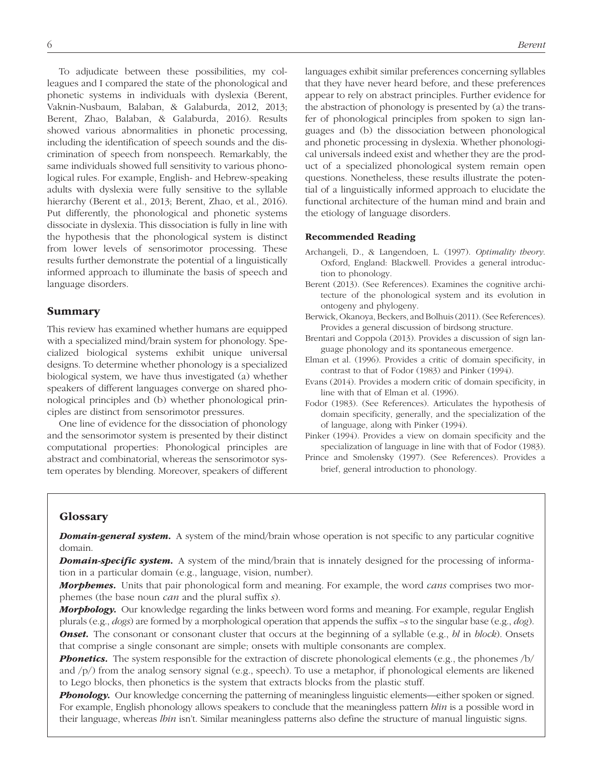To adjudicate between these possibilities, my colleagues and I compared the state of the phonological and phonetic systems in individuals with dyslexia (Berent, Vaknin-Nusbaum, Balaban, & Galaburda, 2012, 2013; Berent, Zhao, Balaban, & Galaburda, 2016). Results showed various abnormalities in phonetic processing, including the identification of speech sounds and the discrimination of speech from nonspeech. Remarkably, the same individuals showed full sensitivity to various phonological rules. For example, English- and Hebrew-speaking adults with dyslexia were fully sensitive to the syllable hierarchy (Berent et al., 2013; Berent, Zhao, et al., 2016). Put differently, the phonological and phonetic systems dissociate in dyslexia. This dissociation is fully in line with the hypothesis that the phonological system is distinct from lower levels of sensorimotor processing. These results further demonstrate the potential of a linguistically informed approach to illuminate the basis of speech and language disorders.

## Summary

This review has examined whether humans are equipped with a specialized mind/brain system for phonology. Specialized biological systems exhibit unique universal designs. To determine whether phonology is a specialized biological system, we have thus investigated (a) whether speakers of different languages converge on shared phonological principles and (b) whether phonological principles are distinct from sensorimotor pressures.

One line of evidence for the dissociation of phonology and the sensorimotor system is presented by their distinct computational properties: Phonological principles are abstract and combinatorial, whereas the sensorimotor system operates by blending. Moreover, speakers of different languages exhibit similar preferences concerning syllables that they have never heard before, and these preferences appear to rely on abstract principles. Further evidence for the abstraction of phonology is presented by (a) the transfer of phonological principles from spoken to sign languages and (b) the dissociation between phonological and phonetic processing in dyslexia. Whether phonological universals indeed exist and whether they are the product of a specialized phonological system remain open questions. Nonetheless, these results illustrate the potential of a linguistically informed approach to elucidate the functional architecture of the human mind and brain and the etiology of language disorders.

### Recommended Reading

Archangeli, D., & Langendoen, L. (1997). *Optimality theory*. Oxford, England: Blackwell. Provides a general introduction to phonology.

Berent (2013). (See References). Examines the cognitive architecture of the phonological system and its evolution in ontogeny and phylogeny.

Berwick, Okanoya, Beckers, and Bolhuis (2011). (See References). Provides a general discussion of birdsong structure.

Brentari and Coppola (2013). Provides a discussion of sign language phonology and its spontaneous emergence.

Elman et al. (1996). Provides a critic of domain specificity, in contrast to that of Fodor (1983) and Pinker (1994).

Evans (2014). Provides a modern critic of domain specificity, in line with that of Elman et al. (1996).

Fodor (1983). (See References). Articulates the hypothesis of domain specificity, generally, and the specialization of the of language, along with Pinker (1994).

Pinker (1994). Provides a view on domain specificity and the specialization of language in line with that of Fodor (1983).

Prince and Smolensky (1997). (See References). Provides a brief, general introduction to phonology.

## Glossary

***Domain-general system.*** A system of the mind/brain whose operation is not specific to any particular cognitive domain.

***Domain-specific system.*** A system of the mind/brain that is innately designed for the processing of information in a particular domain (e.g., language, vision, number).

***Morphemes.*** Units that pair phonological form and meaning. For example, the word *cans* comprises two morphemes (the base noun *can* and the plural suffix *s*).

***Morphology.*** Our knowledge regarding the links between word forms and meaning. For example, regular English plurals (e.g., *dogs*) are formed by a morphological operation that appends the suffix *–s* to the singular base (e.g., *dog*).

***Onset.*** The consonant or consonant cluster that occurs at the beginning of a syllable (e.g., *bl* in *block*). Onsets that comprise a single consonant are simple; onsets with multiple consonants are complex.

***Phonetics.*** The system responsible for the extraction of discrete phonological elements (e.g., the phonemes /b/ and /p/) from the analog sensory signal (e.g., speech). To use a metaphor, if phonological elements are likened to Lego blocks, then phonetics is the system that extracts blocks from the plastic stuff.

***Phonology.*** Our knowledge concerning the patterning of meaningless linguistic elements—either spoken or signed. For example, English phonology allows speakers to conclude that the meaningless pattern *blin* is a possible word in their language, whereas *lbin* isn't. Similar meaningless patterns also define the structure of manual linguistic signs.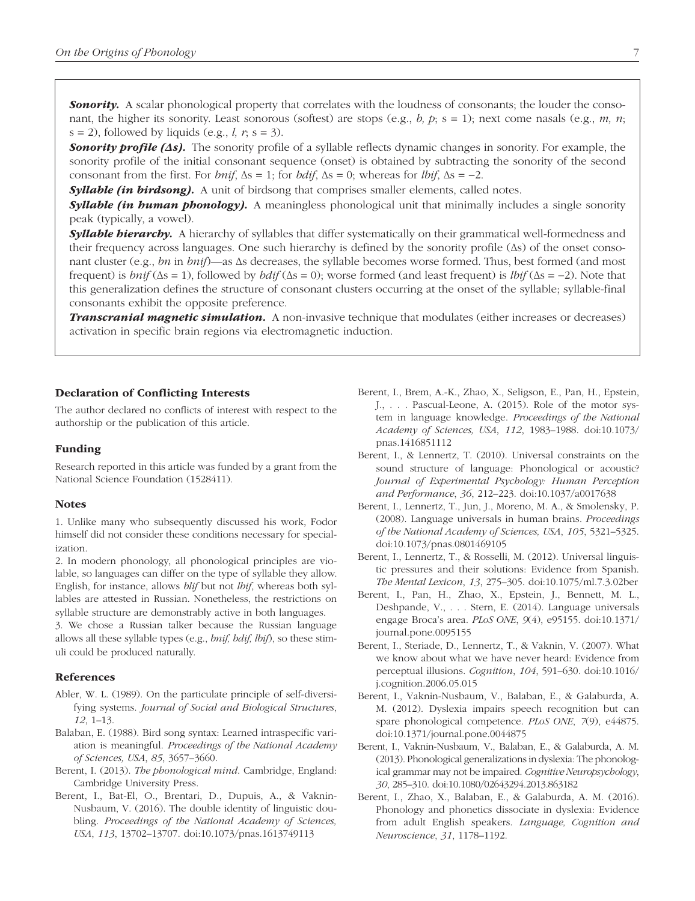***Sonority.*** A scalar phonological property that correlates with the loudness of consonants; the louder the consonant, the higher its sonority. Least sonorous (softest) are stops (e.g., *b, p*; s = 1); next come nasals (e.g., *m, n*; s = 2), followed by liquids (e.g., *l, r*; s = 3).

***Sonority profile (Δs).*** The sonority profile of a syllable reflects dynamic changes in sonority. For example, the sonority profile of the initial consonant sequence (onset) is obtained by subtracting the sonority of the second consonant from the first. For *bnif*, Δs = 1; for *bdif*, Δs = 0; whereas for *lbif*, Δs = −2.

***Syllable (in birdsong).*** A unit of birdsong that comprises smaller elements, called notes.

***Syllable (in human phonology).*** A meaningless phonological unit that minimally includes a single sonority peak (typically, a vowel).

***Syllable hierarchy.*** A hierarchy of syllables that differ systematically on their grammatical well-formedness and their frequency across languages. One such hierarchy is defined by the sonority profile (Δs) of the onset consonant cluster (e.g., *bn* in *bnif*)—as Δs decreases, the syllable becomes worse formed. Thus, best formed (and most frequent) is *bnif* (Δs = 1), followed by *bdif* (Δs = 0); worse formed (and least frequent) is *lbif* (Δs = −2). Note that this generalization defines the structure of consonant clusters occurring at the onset of the syllable; syllable-final consonants exhibit the opposite preference.

***Transcranial magnetic simulation.*** A non-invasive technique that modulates (either increases or decreases) activation in specific brain regions via electromagnetic induction.

### Declaration of Conflicting Interests

The author declared no conflicts of interest with respect to the authorship or the publication of this article.

### Funding

Research reported in this article was funded by a grant from the National Science Foundation (1528411).

### Notes

1. Unlike many who subsequently discussed his work, Fodor himself did not consider these conditions necessary for specialization.

2. In modern phonology, all phonological principles are violable, so languages can differ on the type of syllable they allow. English, for instance, allows *blif* but not *lbif*, whereas both syllables are attested in Russian. Nonetheless, the restrictions on syllable structure are demonstrably active in both languages.

3. We chose a Russian talker because the Russian language allows all these syllable types (e.g., *bnif, bdif, lbif*), so these stimuli could be produced naturally.

### References

Abler, W. L. (1989). On the particulate principle of self-diversifying systems. *Journal of Social and Biological Structures*, *12*, 1–13.

Balaban, E. (1988). Bird song syntax: Learned intraspecific variation is meaningful. *Proceedings of the National Academy of Sciences, USA*, *85*, 3657–3660.

Berent, I. (2013). *The phonological mind*. Cambridge, England: Cambridge University Press.

Berent, I., Bat-El, O., Brentari, D., Dupuis, A., & Vaknin-Nusbaum, V. (2016). The double identity of linguistic doubling. *Proceedings of the National Academy of Sciences, USA*, *113*, 13702–13707. doi:10.1073/pnas.1613749113

Berent, I., Brem, A.-K., Zhao, X., Seligson, E., Pan, H., Epstein, J., . . . Pascual-Leone, A. (2015). Role of the motor system in language knowledge. *Proceedings of the National Academy of Sciences, USA*, *112*, 1983–1988. doi:10.1073/pnas.1416851112

Berent, I., & Lennertz, T. (2010). Universal constraints on the sound structure of language: Phonological or acoustic? *Journal of Experimental Psychology: Human Perception and Performance*, *36*, 212–223. doi:10.1037/a0017638

Berent, I., Lennertz, T., Jun, J., Moreno, M. A., & Smolensky, P. (2008). Language universals in human brains. *Proceedings of the National Academy of Sciences, USA*, *105*, 5321–5325. doi:10.1073/pnas.0801469105

Berent, I., Lennertz, T., & Rosselli, M. (2012). Universal linguistic pressures and their solutions: Evidence from Spanish. *The Mental Lexicon*, *13*, 275–305. doi:10.1075/ml.7.3.02ber

Berent, I., Pan, H., Zhao, X., Epstein, J., Bennett, M. L., Deshpande, V., . . . Stern, E. (2014). Language universals engage Broca's area. *PLoS ONE*, *9*(4), e95155. doi:10.1371/journal.pone.0095155

Berent, I., Steriade, D., Lennertz, T., & Vaknin, V. (2007). What we know about what we have never heard: Evidence from perceptual illusions. *Cognition*, *104*, 591–630. doi:10.1016/j.cognition.2006.05.015

Berent, I., Vaknin-Nusbaum, V., Balaban, E., & Galaburda, A. M. (2012). Dyslexia impairs speech recognition but can spare phonological competence. *PLoS ONE*, *7*(9), e44875. doi:10.1371/journal.pone.0044875

Berent, I., Vaknin-Nusbaum, V., Balaban, E., & Galaburda, A. M. (2013). Phonological generalizations in dyslexia: The phonological grammar may not be impaired. *Cognitive Neuropsychology*, *30*, 285–310. doi:10.1080/02643294.2013.863182

Berent, I., Zhao, X., Balaban, E., & Galaburda, A. M. (2016). Phonology and phonetics dissociate in dyslexia: Evidence from adult English speakers. *Language, Cognition and Neuroscience*, *31*, 1178–1192.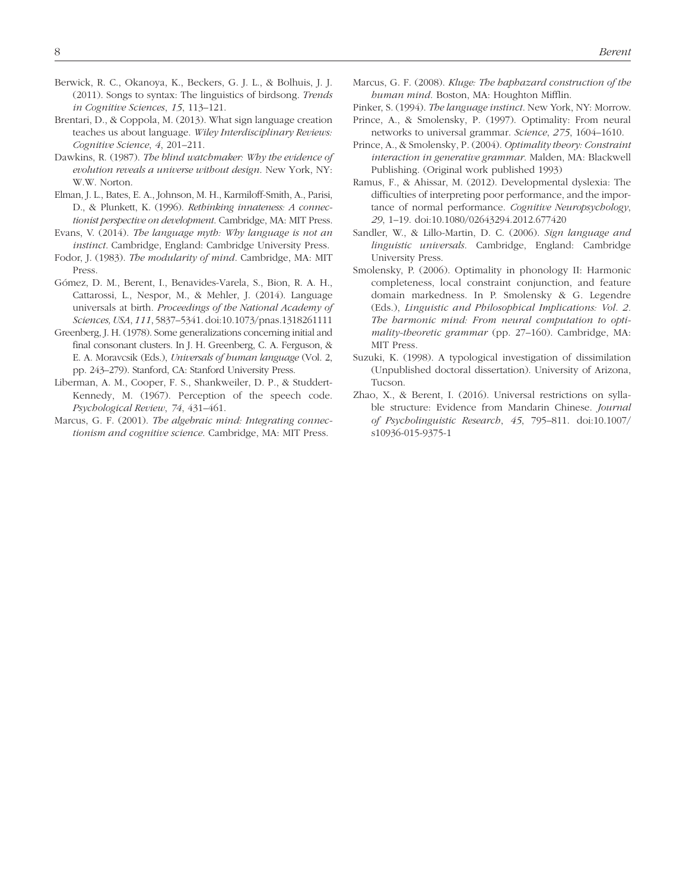Berwick, R. C., Okanoya, K., Beckers, G. J. L., & Bolhuis, J. J. (2011). Songs to syntax: The linguistics of birdsong. *Trends in Cognitive Sciences*, *15*, 113–121.

Brentari, D., & Coppola, M. (2013). What sign language creation teaches us about language. *Wiley Interdisciplinary Reviews: Cognitive Science*, *4*, 201–211.

Dawkins, R. (1987). *The blind watchmaker: Why the evidence of evolution reveals a universe without design*. New York, NY: W.W. Norton.

Elman, J. L., Bates, E. A., Johnson, M. H., Karmiloff-Smith, A., Parisi, D., & Plunkett, K. (1996). *Rethinking innateness: A connectionist perspective on development*. Cambridge, MA: MIT Press.

Evans, V. (2014). *The language myth: Why language is not an instinct*. Cambridge, England: Cambridge University Press.

Fodor, J. (1983). *The modularity of mind*. Cambridge, MA: MIT Press.

Gómez, D. M., Berent, I., Benavides-Varela, S., Bion, R. A. H., Cattarossi, L., Nespor, M., & Mehler, J. (2014). Language universals at birth. *Proceedings of the National Academy of Sciences, USA*, *111*, 5837–5341. doi:10.1073/pnas.1318261111

Greenberg, J. H. (1978). Some generalizations concerning initial and final consonant clusters. In J. H. Greenberg, C. A. Ferguson, & E. A. Moravcsik (Eds.), *Universals of human language* (Vol. 2, pp. 243–279). Stanford, CA: Stanford University Press.

Liberman, A. M., Cooper, F. S., Shankweiler, D. P., & Studdert-Kennedy, M. (1967). Perception of the speech code. *Psychological Review*, *74*, 431–461.

Marcus, G. F. (2001). *The algebraic mind: Integrating connectionism and cognitive science*. Cambridge, MA: MIT Press.

Marcus, G. F. (2008). *Kluge: The haphazard construction of the human mind*. Boston, MA: Houghton Mifflin.

Pinker, S. (1994). *The language instinct*. New York, NY: Morrow.

Prince, A., & Smolensky, P. (1997). Optimality: From neural networks to universal grammar. *Science*, *275*, 1604–1610.

Prince, A., & Smolensky, P. (2004). *Optimality theory: Constraint interaction in generative grammar*. Malden, MA: Blackwell Publishing. (Original work published 1993)

Ramus, F., & Ahissar, M. (2012). Developmental dyslexia: The difficulties of interpreting poor performance, and the importance of normal performance. *Cognitive Neuropsychology*, *29*, 1–19. doi:10.1080/02643294.2012.677420

Sandler, W., & Lillo-Martin, D. C. (2006). *Sign language and linguistic universals*. Cambridge, England: Cambridge University Press.

Smolensky, P. (2006). Optimality in phonology II: Harmonic completeness, local constraint conjunction, and feature domain markedness. In P. Smolensky & G. Legendre (Eds.), *Linguistic and Philosophical Implications: Vol. 2. The harmonic mind: From neural computation to optimality-theoretic grammar* (pp. 27–160). Cambridge, MA: MIT Press.

Suzuki, K. (1998). A typological investigation of dissimilation (Unpublished doctoral dissertation). University of Arizona, Tucson.

Zhao, X., & Berent, I. (2016). Universal restrictions on syllable structure: Evidence from Mandarin Chinese. *Journal of Psycholinguistic Research*, *45*, 795–811. doi:10.1007/s10936-015-9375-1